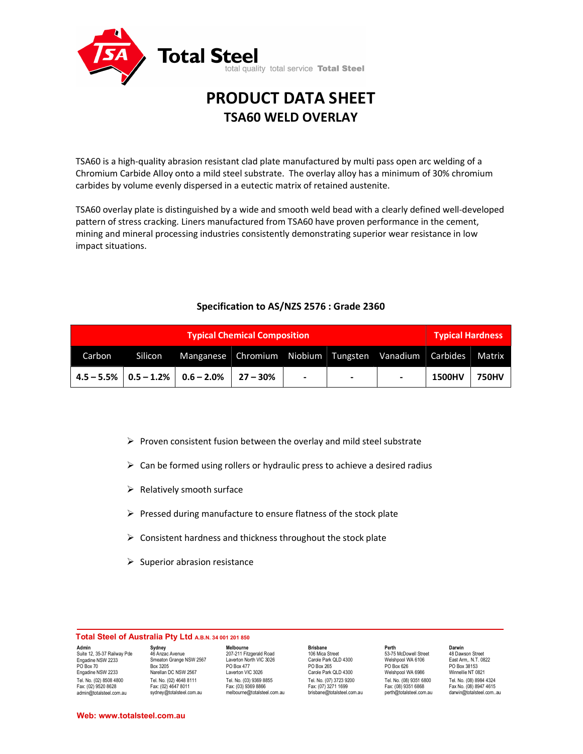Total Steel

total quality total service **Total Steel**

# PRODUCT DATA SHEET

## TSA60 WELD OVERLAY

TSA60 is a high-quality abrasion resistant clad plate manufactured by multi pass open arc welding of a Chromium Carbide Alloy onto a mild steel substrate. The overlay alloy has a minimum of 30% chromium carbides by volume evenly dispersed in a eutectic matrix of retained austenite.

TSA60 overlay plate is distinguished by a wide and smooth weld bead with a clearly defined well-developed pattern of stress cracking. Liners manufactured from TSA60 have proven performance in the cement, mining and mineral processing industries consistently demonstrating superior wear resistance in low impact situations.

### Specification to AS/NZS 2576 : Grade 2360

| Typical Chemical Composition | | | | | | | Typical Hardness | |
|---|---|---|---|---|---|---|---|---|
| Carbon | Silicon | Manganese | Chromium | Niobium | Tungsten | Vanadium | Carbides | Matrix |
| **4.5 – 5.5%** | **0.5 – 1.2%** | **0.6 – 2.0%** | **27 – 30%** | **-** | **-** | **-** | **1500HV** | **750HV** |

- Proven consistent fusion between the overlay and mild steel substrate
- Can be formed using rollers or hydraulic press to achieve a desired radius
- Relatively smooth surface
- Pressed during manufacture to ensure flatness of the stock plate
- Consistent hardness and thickness throughout the stock plate
- Superior abrasion resistance

**Total Steel of Australia Pty Ltd** A.B.N. 34 001 201 850

**Admin**
Suite 12, 35-37 Railway Pde
Engadine NSW 2233
PO Box 70
Engadine NSW 2233
Tel. No. (02) 8508 4800
Fax: (02) 9520 8628
admin@totalsteel.com.au

**Sydney**
46 Anzac Avenue
Smeaton Grange NSW 2567
Box 3205
Narellan DC NSW 2567
Tel. No. (02) 4648 8111
Fax: (02) 4647 8011
sydney@totalsteel.com.au

**Melbourne**
207-211 Fitzgerald Road
Laverton North VIC 3026
PO Box 477
Laverton VIC 3026
Tel. No. (03) 9369 8855
Fax: (03) 9369 8866
melbourne@totalsteel.com.au

**Brisbane**
106 Mica Street
Carole Park QLD 4300
PO Box 265
Carole Park QLD 4300
Tel. No. (07) 3723 9200
Fax: (07) 3271 1699
brisbane@totalsteel.com.au

**Perth**
53-75 McDowell Street
Welshpool WA 6106
PO Box 626
Welshpool WA 6986
Tel. No. (08) 9351 6800
Fax: (08) 9351 6868
perth@totalsteel.com.au

**Darwin**
48 Dawson Street
East Arm,. N.T. 0822
PO Box 38153
Winnellie NT 0821
Tel. No. (08) 8984 4324
Fax No. (08) 8947 4615
darwin@totalsteel.com..au

**Web: www.totalsteel.com.au**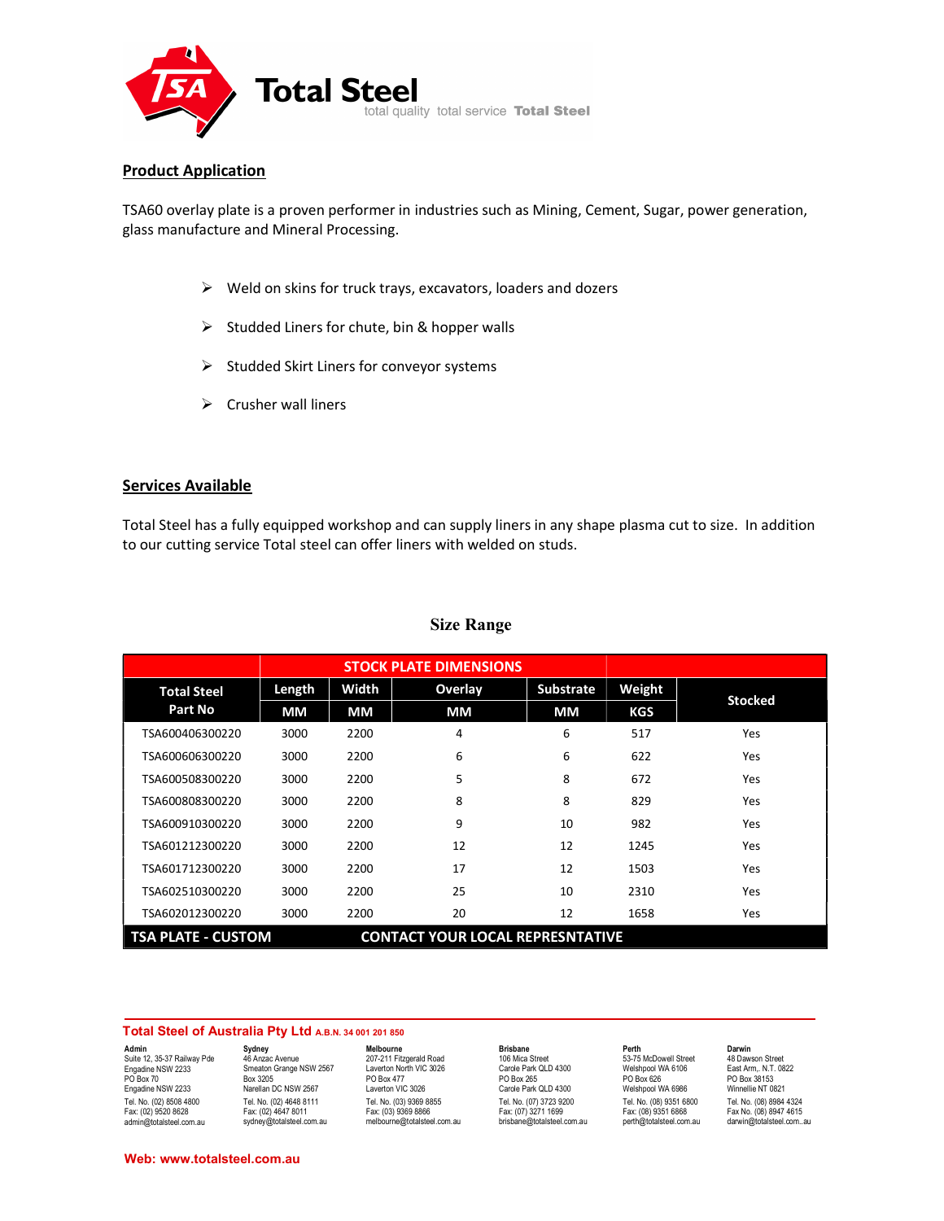Total Steel

total quality total service **Total Steel**

## Product Application

TSA60 overlay plate is a proven performer in industries such as Mining, Cement, Sugar, power generation, glass manufacture and Mineral Processing.

- Weld on skins for truck trays, excavators, loaders and dozers
- Studded Liners for chute, bin & hopper walls
- Studded Skirt Liners for conveyor systems
- Crusher wall liners

## Services Available

Total Steel has a fully equipped workshop and can supply liners in any shape plasma cut to size. In addition to our cutting service Total steel can offer liners with welded on studs.

## Size Range

| | STOCK PLATE DIMENSIONS | | | | | |
|---|---|---|---|---|---|---|
| Total Steel Part No | Length MM | Width MM | Overlay MM | Substrate MM | Weight KGS | Stocked |
| TSA600406300220 | 3000 | 2200 | 4 | 6 | 517 | Yes |
| TSA600606300220 | 3000 | 2200 | 6 | 6 | 622 | Yes |
| TSA600508300220 | 3000 | 2200 | 5 | 8 | 672 | Yes |
| TSA600808300220 | 3000 | 2200 | 8 | 8 | 829 | Yes |
| TSA600910300220 | 3000 | 2200 | 9 | 10 | 982 | Yes |
| TSA601212300220 | 3000 | 2200 | 12 | 12 | 1245 | Yes |
| TSA601712300220 | 3000 | 2200 | 17 | 12 | 1503 | Yes |
| TSA602510300220 | 3000 | 2200 | 25 | 10 | 2310 | Yes |
| TSA602012300220 | 3000 | 2200 | 20 | 12 | 1658 | Yes |
| **TSA PLATE - CUSTOM** | **CONTACT YOUR LOCAL REPRESNTATIVE** | | | | | |

**Total Steel of Australia Pty Ltd** A.B.N. 34 001 201 850

**Admin**
Suite 12, 35-37 Railway Pde
Engadine NSW 2233
PO Box 70
Engadine NSW 2233
Tel. No. (02) 8508 4800
Fax: (02) 9520 8628
admin@totalsteel.com.au

**Sydney**
46 Anzac Avenue
Smeaton Grange NSW 2567
Box 3205
Narellan DC NSW 2567
Tel. No. (02) 4648 8111
Fax: (02) 4647 8011
sydney@totalsteel.com.au

**Melbourne**
207-211 Fitzgerald Road
Laverton North VIC 3026
PO Box 477
Laverton VIC 3026
Tel. No. (03) 9369 8855
Fax: (03) 9369 8866
melbourne@totalsteel.com.au

**Brisbane**
106 Mica Street
Carole Park QLD 4300
PO Box 265
Carole Park QLD 4300
Tel. No. (07) 3723 9200
Fax: (07) 3271 1699
brisbane@totalsteel.com.au

**Perth**
53-75 McDowell Street
Welshpool WA 6106
PO Box 626
Welshpool WA 6986
Tel. No. (08) 9351 6800
Fax: (08) 9351 6868
perth@totalsteel.com.au

**Darwin**
48 Dawson Street
East Arm,. N.T. 0822
PO Box 38153
Winnellie NT 0821
Tel. No. (08) 8984 4324
Fax No. (08) 8947 4615
darwin@totalsteel.com..au

**Web: www.totalsteel.com.au**